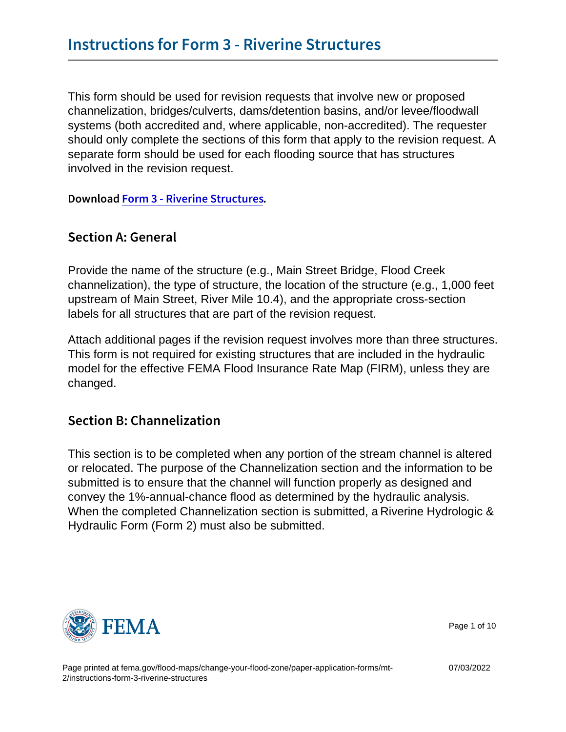# Instructions for Form 3 - Riverine Structures

This form should be used for revision requests that involve new or proposed channelization, bridges/culverts, dams/detention basins, and/or levee/floodwall systems (both accredited and, where applicable, non-accredited). The requester should only complete the sections of this form that apply to the revision request. A separate form should be used for each flooding source that has structures involved in the revision request.

Download Form 3 - Riverine Structures.

## Section A: General

Provide the name of the structure (e.g., Main Street Bridge, Flood Creek channelization), the type of structure, the location of the structure (e.g., 1,000 feet upstream of Main Street, River Mile 10.4), and the appropriate cross-section labels for all structures that are part of the revision request.

Attach additional pages if the revision request involves more than three structures. This form is not required for existing structures that are included in the hydraulic model for the effective FEMA Flood Insurance Rate Map (FIRM), unless they are changed.

## Section B: Channelization

This section is to be completed when any portion of the stream channel is altered or relocated. The purpose of the Channelization section and the information to be submitted is to ensure that the channel will function properly as designed and convey the 1%-annual-chance flood as determined by the hydraulic analysis. When the completed Channelization section is submitted, a Riverine Hydrologic & Hydraulic Form (Form 2) must also be submitted.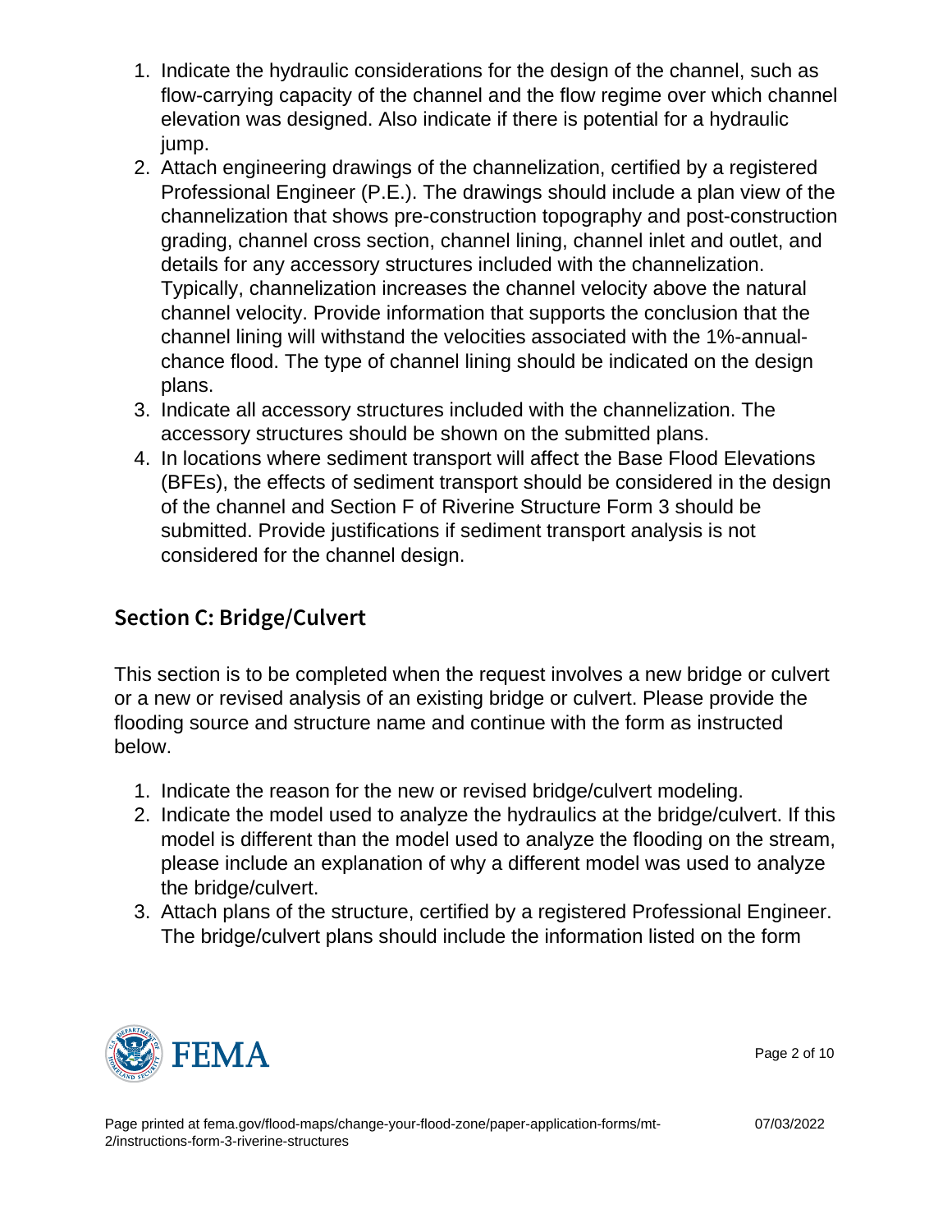1. Indicate the hydraulic considerations for the design of the channel, such as flow-carrying capacity of the channel and the flow regime over which channel elevation was designed. Also indicate if there is potential for a hydraulic jump.
2. Attach engineering drawings of the channelization, certified by a registered Professional Engineer (P.E.). The drawings should include a plan view of the channelization that shows pre-construction topography and post-construction grading, channel cross section, channel lining, channel inlet and outlet, and details for any accessory structures included with the channelization. Typically, channelization increases the channel velocity above the natural channel velocity. Provide information that supports the conclusion that the channel lining will withstand the velocities associated with the 1%-annual-chance flood. The type of channel lining should be indicated on the design plans.
3. Indicate all accessory structures included with the channelization. The accessory structures should be shown on the submitted plans.
4. In locations where sediment transport will affect the Base Flood Elevations (BFEs), the effects of sediment transport should be considered in the design of the channel and Section F of Riverine Structure Form 3 should be submitted. Provide justifications if sediment transport analysis is not considered for the channel design.

## Section C: Bridge/Culvert

This section is to be completed when the request involves a new bridge or culvert or a new or revised analysis of an existing bridge or culvert. Please provide the flooding source and structure name and continue with the form as instructed below.

1. Indicate the reason for the new or revised bridge/culvert modeling.
2. Indicate the model used to analyze the hydraulics at the bridge/culvert. If this model is different than the model used to analyze the flooding on the stream, please include an explanation of why a different model was used to analyze the bridge/culvert.
3. Attach plans of the structure, certified by a registered Professional Engineer. The bridge/culvert plans should include the information listed on the form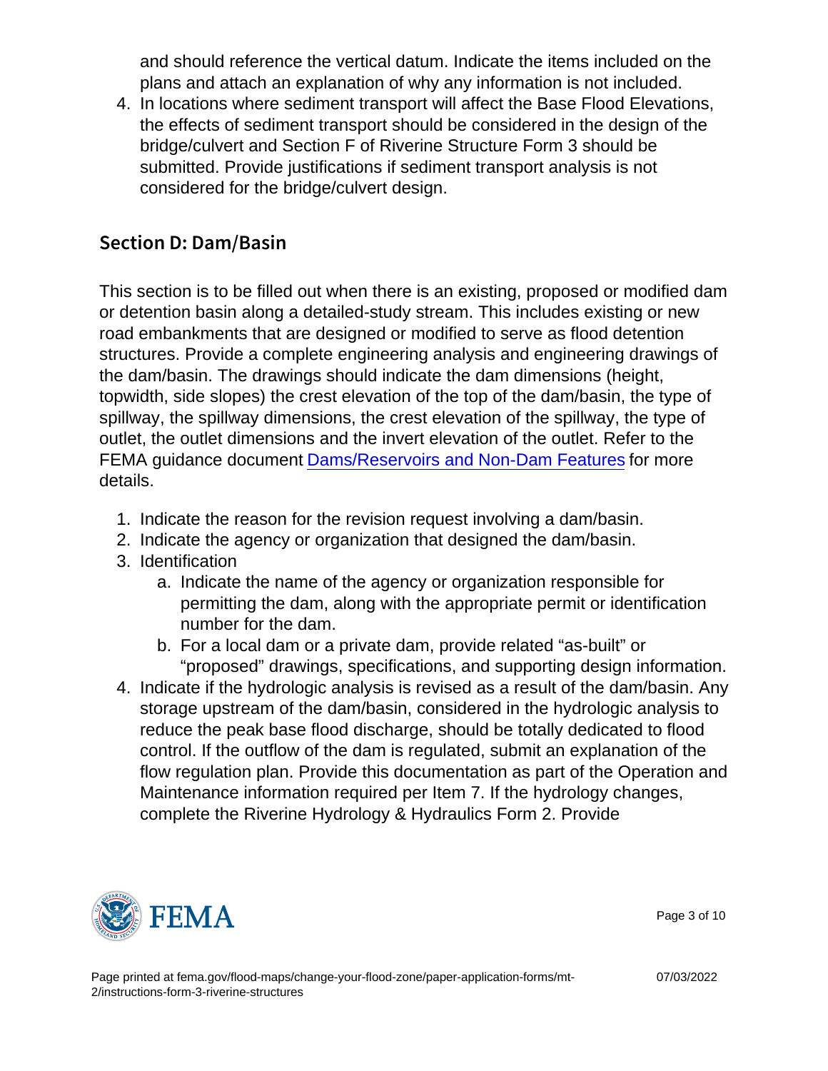and should reference the vertical datum. Indicate the items included on the plans and attach an explanation of why any information is not included.

4. In locations where sediment transport will affect the Base Flood Elevations, the effects of sediment transport should be considered in the design of the bridge/culvert and Section F of Riverine Structure Form 3 should be submitted. Provide justifications if sediment transport analysis is not considered for the bridge/culvert design.

## Section D: Dam/Basin

This section is to be filled out when there is an existing, proposed or modified dam or detention basin along a detailed-study stream. This includes existing or new road embankments that are designed or modified to serve as flood detention structures. Provide a complete engineering analysis and engineering drawings of the dam/basin. The drawings should indicate the dam dimensions (height, topwidth, side slopes) the crest elevation of the top of the dam/basin, the type of spillway, the spillway dimensions, the crest elevation of the spillway, the type of outlet, the outlet dimensions and the invert elevation of the outlet. Refer to the FEMA guidance document Dams/Reservoirs and Non-Dam Features for more details.

1. Indicate the reason for the revision request involving a dam/basin.
2. Indicate the agency or organization that designed the dam/basin.
3. Identification
   a. Indicate the name of the agency or organization responsible for permitting the dam, along with the appropriate permit or identification number for the dam.
   b. For a local dam or a private dam, provide related “as-built” or “proposed” drawings, specifications, and supporting design information.
4. Indicate if the hydrologic analysis is revised as a result of the dam/basin. Any storage upstream of the dam/basin, considered in the hydrologic analysis to reduce the peak base flood discharge, should be totally dedicated to flood control. If the outflow of the dam is regulated, submit an explanation of the flow regulation plan. Provide this documentation as part of the Operation and Maintenance information required per Item 7. If the hydrology changes, complete the Riverine Hydrology & Hydraulics Form 2. Provide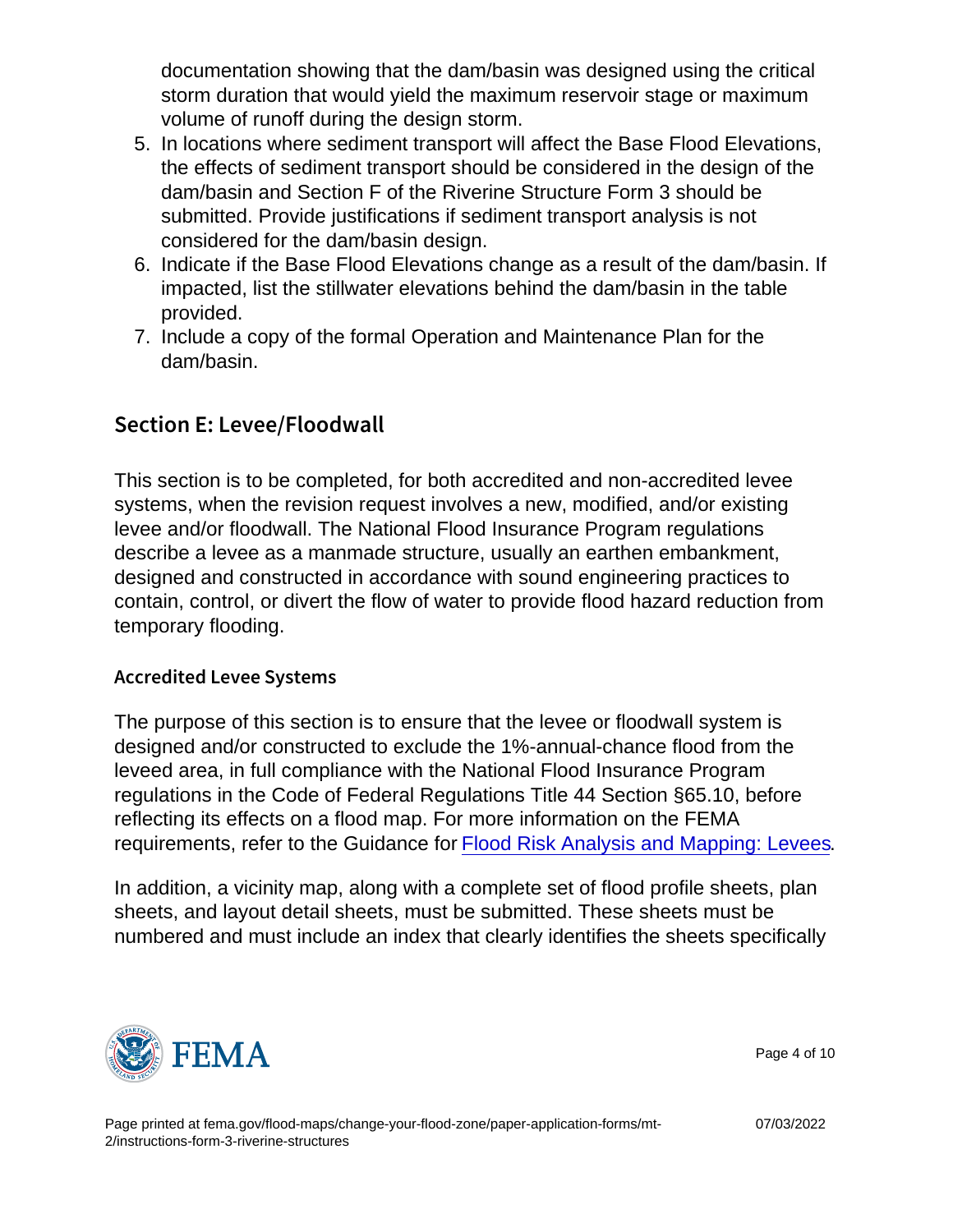documentation showing that the dam/basin was designed using the critical storm duration that would yield the maximum reservoir stage or maximum volume of runoff during the design storm.

5. In locations where sediment transport will affect the Base Flood Elevations, the effects of sediment transport should be considered in the design of the dam/basin and Section F of the Riverine Structure Form 3 should be submitted. Provide justifications if sediment transport analysis is not considered for the dam/basin design.
6. Indicate if the Base Flood Elevations change as a result of the dam/basin. If impacted, list the stillwater elevations behind the dam/basin in the table provided.
7. Include a copy of the formal Operation and Maintenance Plan for the dam/basin.

## Section E: Levee/Floodwall

This section is to be completed, for both accredited and non-accredited levee systems, when the revision request involves a new, modified, and/or existing levee and/or floodwall. The National Flood Insurance Program regulations describe a levee as a manmade structure, usually an earthen embankment, designed and constructed in accordance with sound engineering practices to contain, control, or divert the flow of water to provide flood hazard reduction from temporary flooding.

### Accredited Levee Systems

The purpose of this section is to ensure that the levee or floodwall system is designed and/or constructed to exclude the 1%-annual-chance flood from the leveed area, in full compliance with the National Flood Insurance Program regulations in the Code of Federal Regulations Title 44 Section §65.10, before reflecting its effects on a flood map. For more information on the FEMA requirements, refer to the Guidance for Flood Risk Analysis and Mapping: Levees.

In addition, a vicinity map, along with a complete set of flood profile sheets, plan sheets, and layout detail sheets, must be submitted. These sheets must be numbered and must include an index that clearly identifies the sheets specifically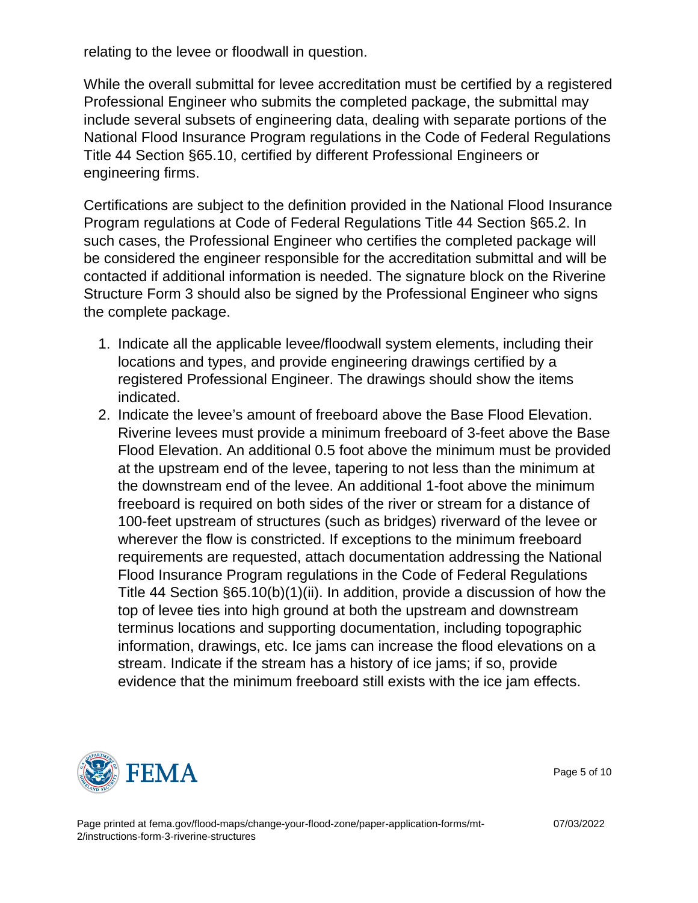relating to the levee or floodwall in question.

While the overall submittal for levee accreditation must be certified by a registered Professional Engineer who submits the completed package, the submittal may include several subsets of engineering data, dealing with separate portions of the National Flood Insurance Program regulations in the Code of Federal Regulations Title 44 Section §65.10, certified by different Professional Engineers or engineering firms.

Certifications are subject to the definition provided in the National Flood Insurance Program regulations at Code of Federal Regulations Title 44 Section §65.2. In such cases, the Professional Engineer who certifies the completed package will be considered the engineer responsible for the accreditation submittal and will be contacted if additional information is needed. The signature block on the Riverine Structure Form 3 should also be signed by the Professional Engineer who signs the complete package.

1. Indicate all the applicable levee/floodwall system elements, including their locations and types, and provide engineering drawings certified by a registered Professional Engineer. The drawings should show the items indicated.
2. Indicate the levee's amount of freeboard above the Base Flood Elevation. Riverine levees must provide a minimum freeboard of 3-feet above the Base Flood Elevation. An additional 0.5 foot above the minimum must be provided at the upstream end of the levee, tapering to not less than the minimum at the downstream end of the levee. An additional 1-foot above the minimum freeboard is required on both sides of the river or stream for a distance of 100-feet upstream of structures (such as bridges) riverward of the levee or wherever the flow is constricted. If exceptions to the minimum freeboard requirements are requested, attach documentation addressing the National Flood Insurance Program regulations in the Code of Federal Regulations Title 44 Section §65.10(b)(1)(ii). In addition, provide a discussion of how the top of levee ties into high ground at both the upstream and downstream terminus locations and supporting documentation, including topographic information, drawings, etc. Ice jams can increase the flood elevations on a stream. Indicate if the stream has a history of ice jams; if so, provide evidence that the minimum freeboard still exists with the ice jam effects.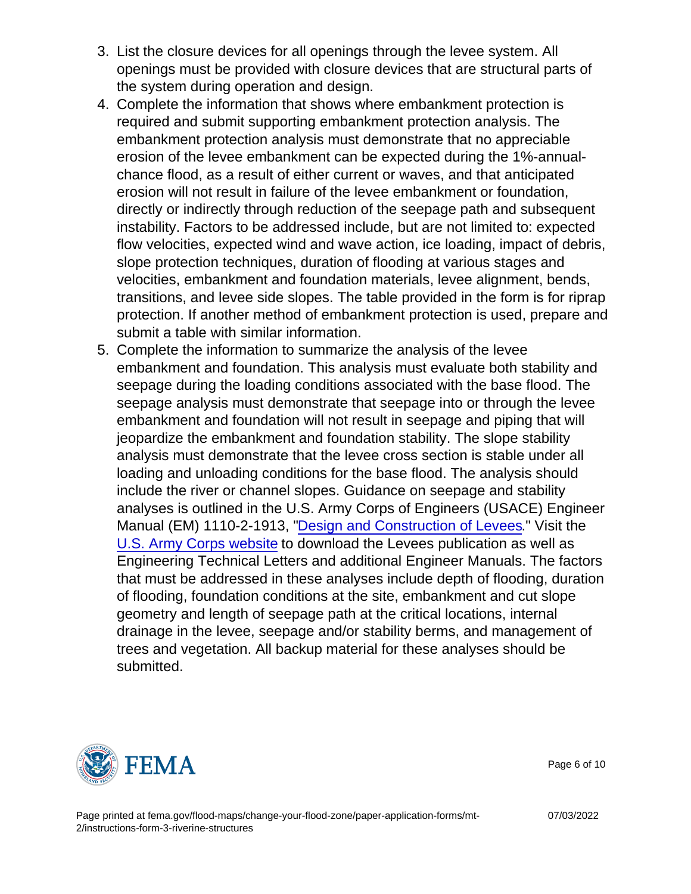3. List the closure devices for all openings through the levee system. All openings must be provided with closure devices that are structural parts of the system during operation and design.
4. Complete the information that shows where embankment protection is required and submit supporting embankment protection analysis. The embankment protection analysis must demonstrate that no appreciable erosion of the levee embankment can be expected during the 1%-annual-chance flood, as a result of either current or waves, and that anticipated erosion will not result in failure of the levee embankment or foundation, directly or indirectly through reduction of the seepage path and subsequent instability. Factors to be addressed include, but are not limited to: expected flow velocities, expected wind and wave action, ice loading, impact of debris, slope protection techniques, duration of flooding at various stages and velocities, embankment and foundation materials, levee alignment, bends, transitions, and levee side slopes. The table provided in the form is for riprap protection. If another method of embankment protection is used, prepare and submit a table with similar information.
5. Complete the information to summarize the analysis of the levee embankment and foundation. This analysis must evaluate both stability and seepage during the loading conditions associated with the base flood. The seepage analysis must demonstrate that seepage into or through the levee embankment and foundation will not result in seepage and piping that will jeopardize the embankment and foundation stability. The slope stability analysis must demonstrate that the levee cross section is stable under all loading and unloading conditions for the base flood. The analysis should include the river or channel slopes. Guidance on seepage and stability analyses is outlined in the U.S. Army Corps of Engineers (USACE) Engineer Manual (EM) 1110-2-1913, "Design and Construction of Levees." Visit the U.S. Army Corps website to download the Levees publication as well as Engineering Technical Letters and additional Engineer Manuals. The factors that must be addressed in these analyses include depth of flooding, duration of flooding, foundation conditions at the site, embankment and cut slope geometry and length of seepage path at the critical locations, internal drainage in the levee, seepage and/or stability berms, and management of trees and vegetation. All backup material for these analyses should be submitted.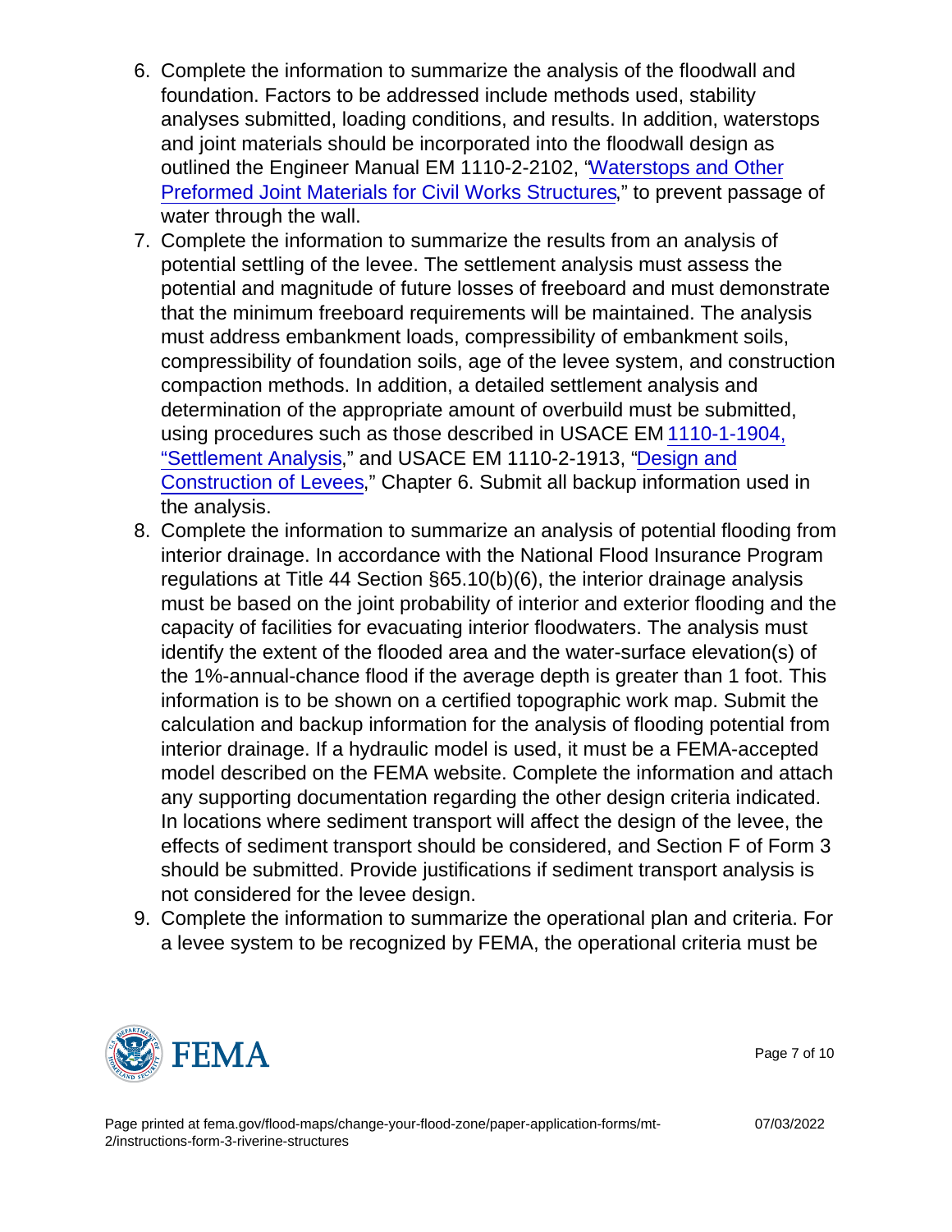6. Complete the information to summarize the analysis of the floodwall and foundation. Factors to be addressed include methods used, stability analyses submitted, loading conditions, and results. In addition, waterstops and joint materials should be incorporated into the floodwall design as outlined the Engineer Manual EM 1110-2-2102, "Waterstops and Other Preformed Joint Materials for Civil Works Structures," to prevent passage of water through the wall.
7. Complete the information to summarize the results from an analysis of potential settling of the levee. The settlement analysis must assess the potential and magnitude of future losses of freeboard and must demonstrate that the minimum freeboard requirements will be maintained. The analysis must address embankment loads, compressibility of embankment soils, compressibility of foundation soils, age of the levee system, and construction compaction methods. In addition, a detailed settlement analysis and determination of the appropriate amount of overbuild must be submitted, using procedures such as those described in USACE EM 1110-1-1904, "Settlement Analysis," and USACE EM 1110-2-1913, "Design and Construction of Levees," Chapter 6. Submit all backup information used in the analysis.
8. Complete the information to summarize an analysis of potential flooding from interior drainage. In accordance with the National Flood Insurance Program regulations at Title 44 Section §65.10(b)(6), the interior drainage analysis must be based on the joint probability of interior and exterior flooding and the capacity of facilities for evacuating interior floodwaters. The analysis must identify the extent of the flooded area and the water-surface elevation(s) of the 1%-annual-chance flood if the average depth is greater than 1 foot. This information is to be shown on a certified topographic work map. Submit the calculation and backup information for the analysis of flooding potential from interior drainage. If a hydraulic model is used, it must be a FEMA-accepted model described on the FEMA website. Complete the information and attach any supporting documentation regarding the other design criteria indicated. In locations where sediment transport will affect the design of the levee, the effects of sediment transport should be considered, and Section F of Form 3 should be submitted. Provide justifications if sediment transport analysis is not considered for the levee design.
9. Complete the information to summarize the operational plan and criteria. For a levee system to be recognized by FEMA, the operational criteria must be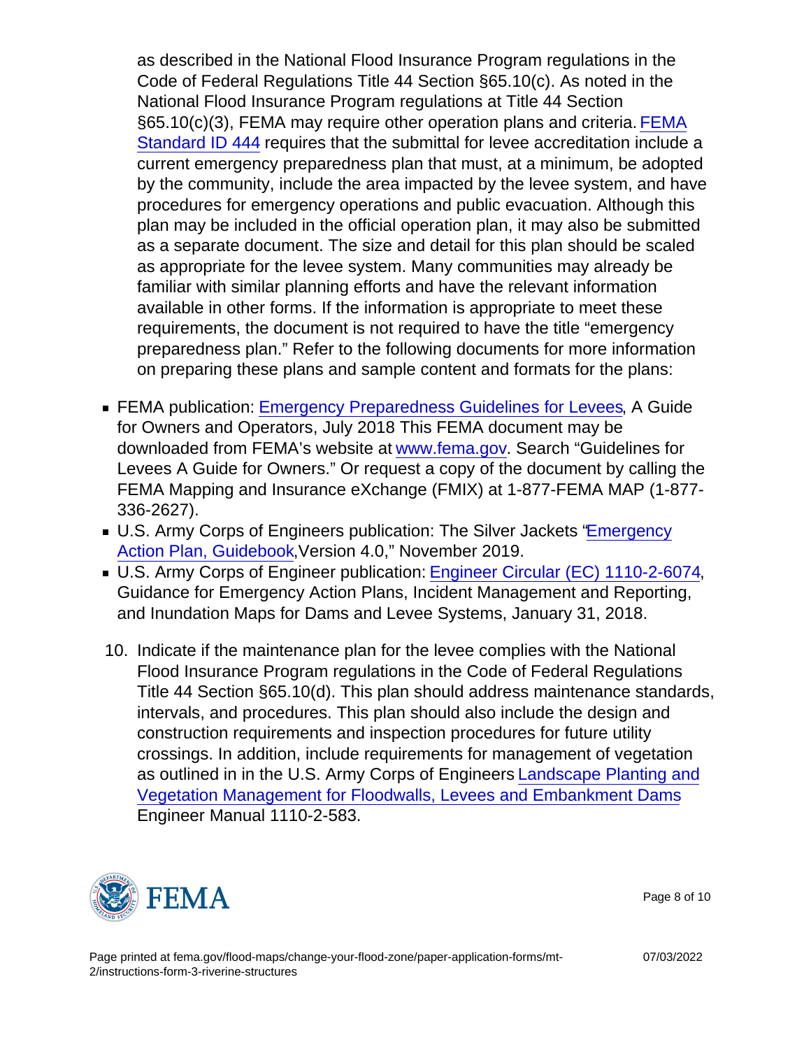as described in the National Flood Insurance Program regulations in the Code of Federal Regulations Title 44 Section §65.10(c). As noted in the National Flood Insurance Program regulations at Title 44 Section §65.10(c)(3), FEMA may require other operation plans and criteria. FEMA Standard ID 444 requires that the submittal for levee accreditation include a current emergency preparedness plan that must, at a minimum, be adopted by the community, include the area impacted by the levee system, and have procedures for emergency operations and public evacuation. Although this plan may be included in the official operation plan, it may also be submitted as a separate document. The size and detail for this plan should be scaled as appropriate for the levee system. Many communities may already be familiar with similar planning efforts and have the relevant information available in other forms. If the information is appropriate to meet these requirements, the document is not required to have the title "emergency preparedness plan." Refer to the following documents for more information on preparing these plans and sample content and formats for the plans:

- FEMA publication: Emergency Preparedness Guidelines for Levees, A Guide for Owners and Operators, July 2018 This FEMA document may be downloaded from FEMA's website at www.fema.gov. Search "Guidelines for Levees A Guide for Owners." Or request a copy of the document by calling the FEMA Mapping and Insurance eXchange (FMIX) at 1-877-FEMA MAP (1-877-336-2627).
- U.S. Army Corps of Engineers publication: The Silver Jackets "Emergency Action Plan, Guidebook, Version 4.0," November 2019.
- U.S. Army Corps of Engineer publication: Engineer Circular (EC) 1110-2-6074, Guidance for Emergency Action Plans, Incident Management and Reporting, and Inundation Maps for Dams and Levee Systems, January 31, 2018.

10. Indicate if the maintenance plan for the levee complies with the National Flood Insurance Program regulations in the Code of Federal Regulations Title 44 Section §65.10(d). This plan should address maintenance standards, intervals, and procedures. This plan should also include the design and construction requirements and inspection procedures for future utility crossings. In addition, include requirements for management of vegetation as outlined in in the U.S. Army Corps of Engineers Landscape Planting and Vegetation Management for Floodwalls, Levees and Embankment Dams Engineer Manual 1110-2-583.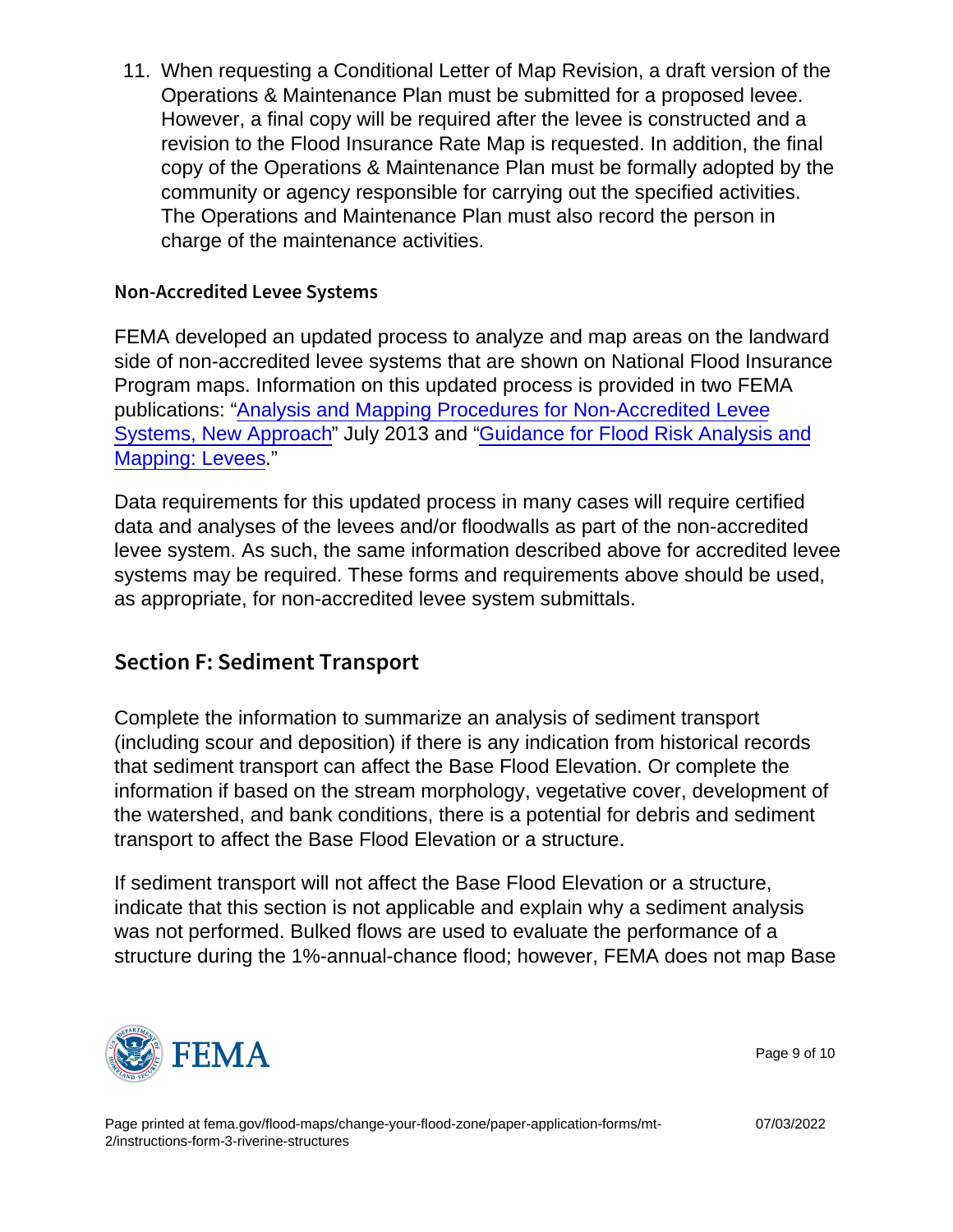11. When requesting a Conditional Letter of Map Revision, a draft version of the Operations & Maintenance Plan must be submitted for a proposed levee. However, a final copy will be required after the levee is constructed and a revision to the Flood Insurance Rate Map is requested. In addition, the final copy of the Operations & Maintenance Plan must be formally adopted by the community or agency responsible for carrying out the specified activities. The Operations and Maintenance Plan must also record the person in charge of the maintenance activities.

### Non-Accredited Levee Systems

FEMA developed an updated process to analyze and map areas on the landward side of non-accredited levee systems that are shown on National Flood Insurance Program maps. Information on this updated process is provided in two FEMA publications: "Analysis and Mapping Procedures for Non-Accredited Levee Systems, New Approach" July 2013 and "Guidance for Flood Risk Analysis and Mapping: Levees."

Data requirements for this updated process in many cases will require certified data and analyses of the levees and/or floodwalls as part of the non-accredited levee system. As such, the same information described above for accredited levee systems may be required. These forms and requirements above should be used, as appropriate, for non-accredited levee system submittals.

## Section F: Sediment Transport

Complete the information to summarize an analysis of sediment transport (including scour and deposition) if there is any indication from historical records that sediment transport can affect the Base Flood Elevation. Or complete the information if based on the stream morphology, vegetative cover, development of the watershed, and bank conditions, there is a potential for debris and sediment transport to affect the Base Flood Elevation or a structure.

If sediment transport will not affect the Base Flood Elevation or a structure, indicate that this section is not applicable and explain why a sediment analysis was not performed. Bulked flows are used to evaluate the performance of a structure during the 1%-annual-chance flood; however, FEMA does not map Base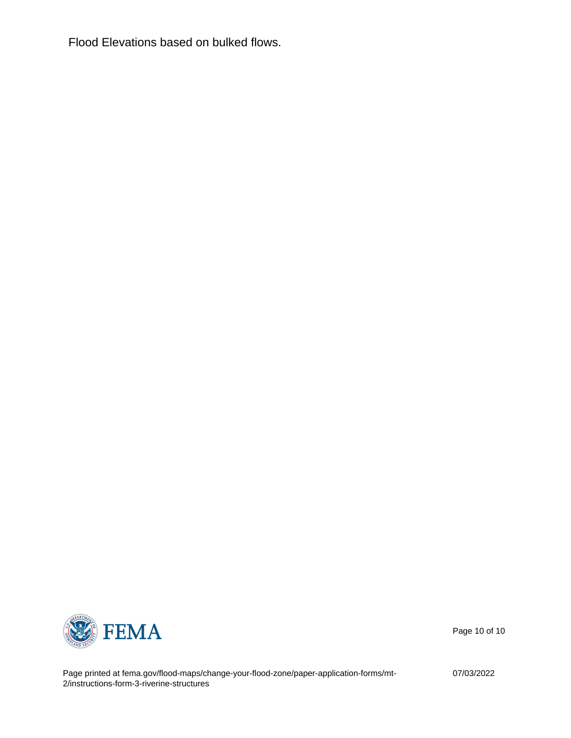Flood Elevations based on bulked flows.